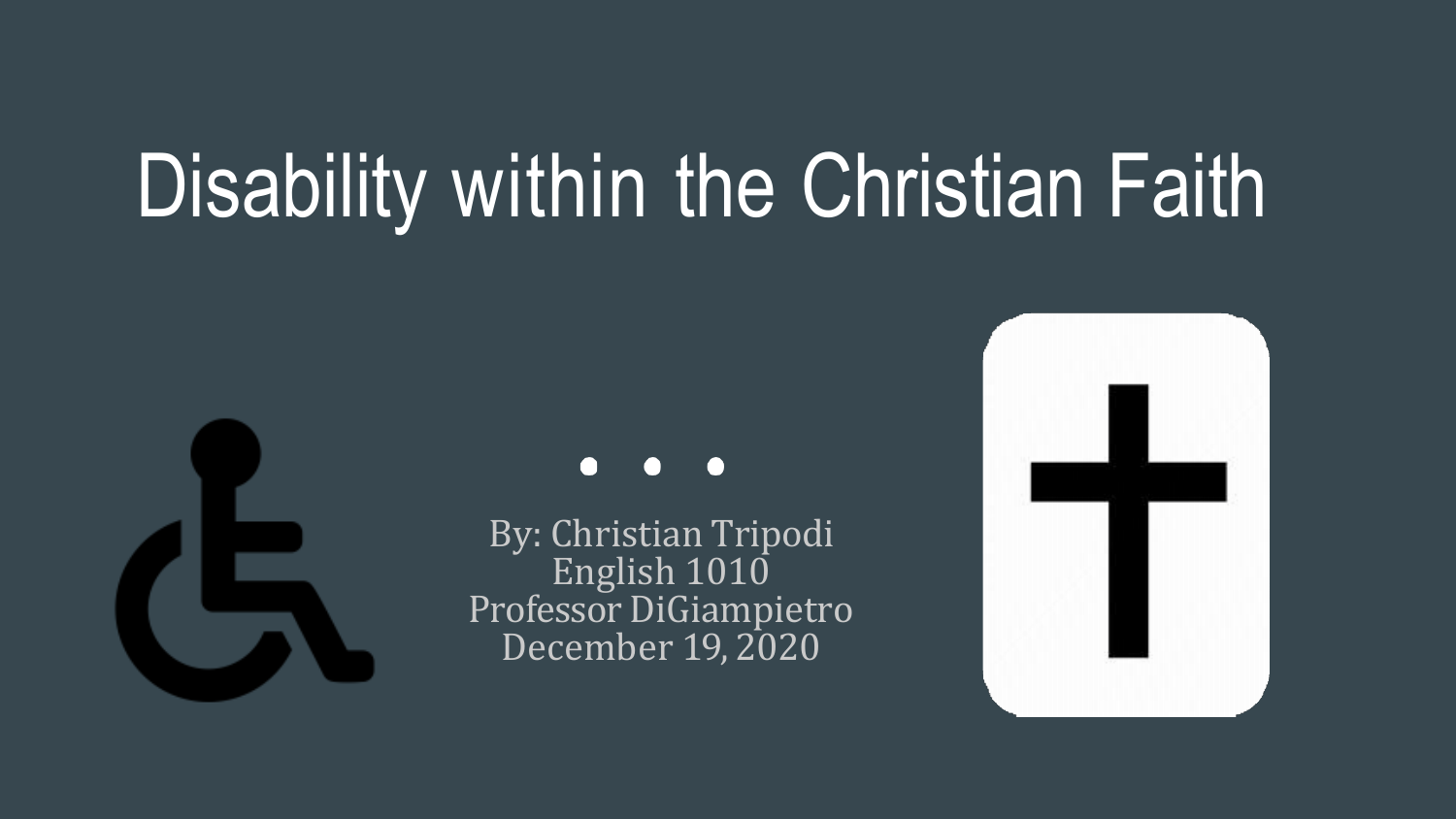# Disability within the Christian Faith

By: Christian Tripodi
English 1010
Professor DiGiampietro
December 19, 2020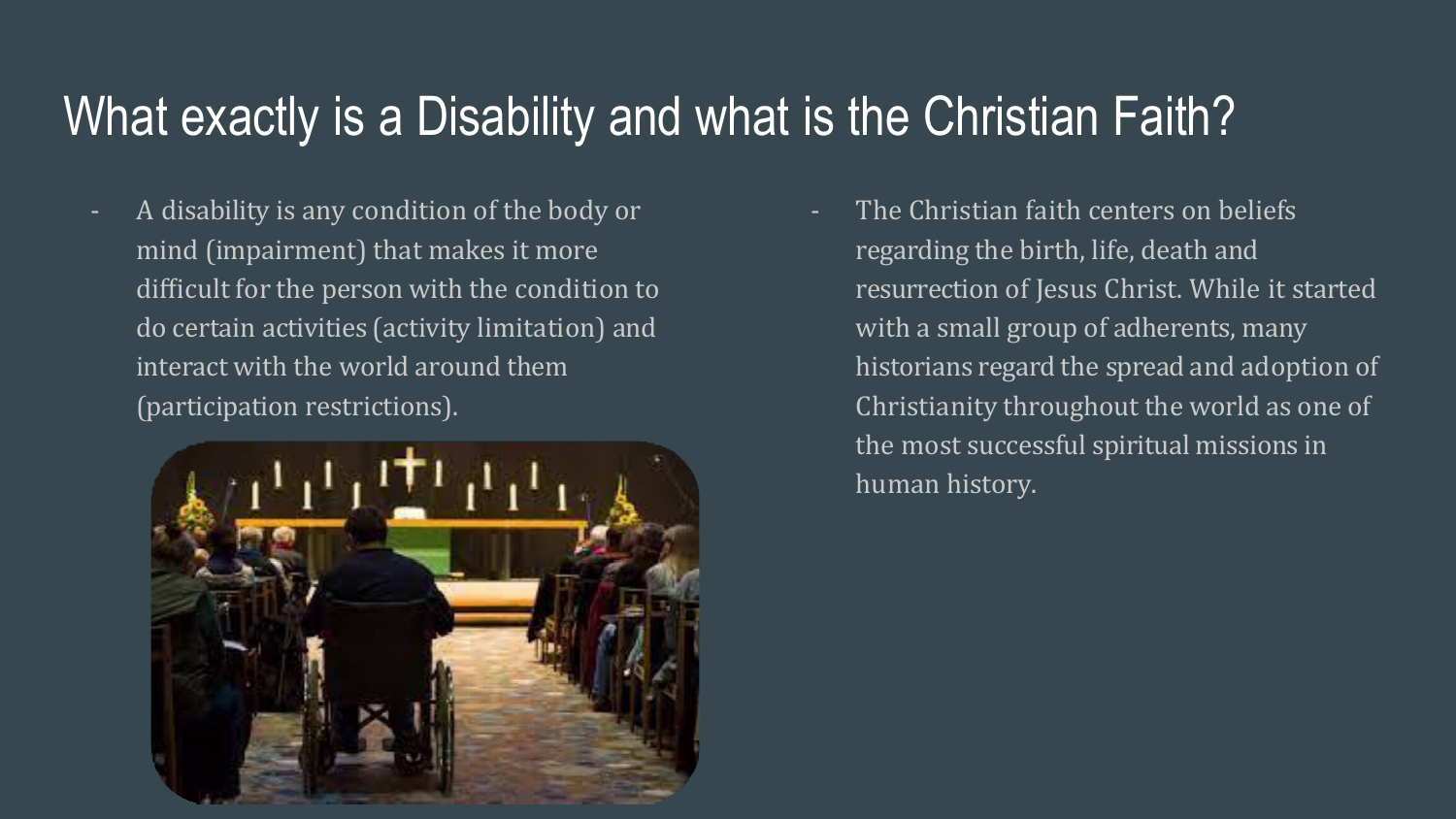# What exactly is a Disability and what is the Christian Faith?

- A disability is any condition of the body or mind (impairment) that makes it more difficult for the person with the condition to do certain activities (activity limitation) and interact with the world around them (participation restrictions).

- The Christian faith centers on beliefs regarding the birth, life, death and resurrection of Jesus Christ. While it started with a small group of adherents, many historians regard the spread and adoption of Christianity throughout the world as one of the most successful spiritual missions in human history.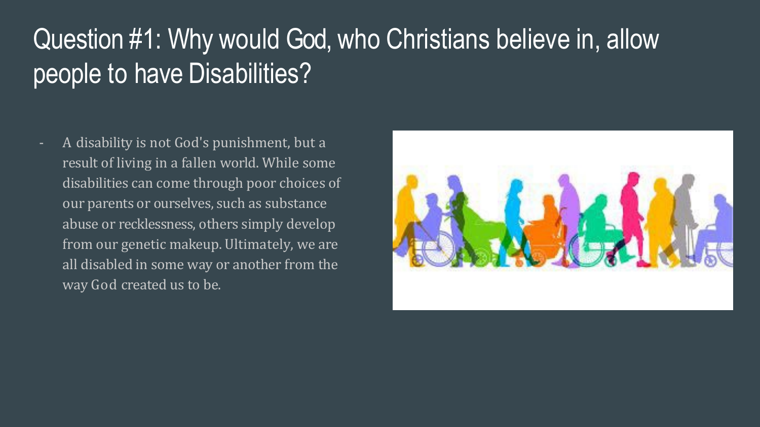# Question #1: Why would God, who Christians believe in, allow people to have Disabilities?

- A disability is not God's punishment, but a result of living in a fallen world. While some disabilities can come through poor choices of our parents or ourselves, such as substance abuse or recklessness, others simply develop from our genetic makeup. Ultimately, we are all disabled in some way or another from the way God created us to be.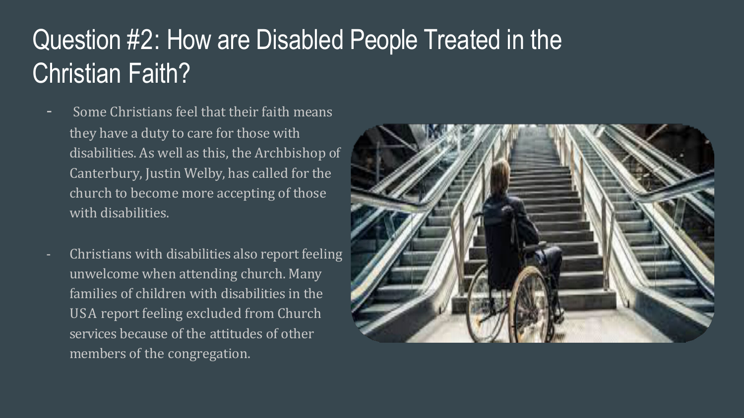# Question #2: How are Disabled People Treated in the Christian Faith?

- Some Christians feel that their faith means they have a duty to care for those with disabilities. As well as this, the Archbishop of Canterbury, Justin Welby, has called for the church to become more accepting of those with disabilities.

- Christians with disabilities also report feeling unwelcome when attending church. Many families of children with disabilities in the USA report feeling excluded from Church services because of the attitudes of other members of the congregation.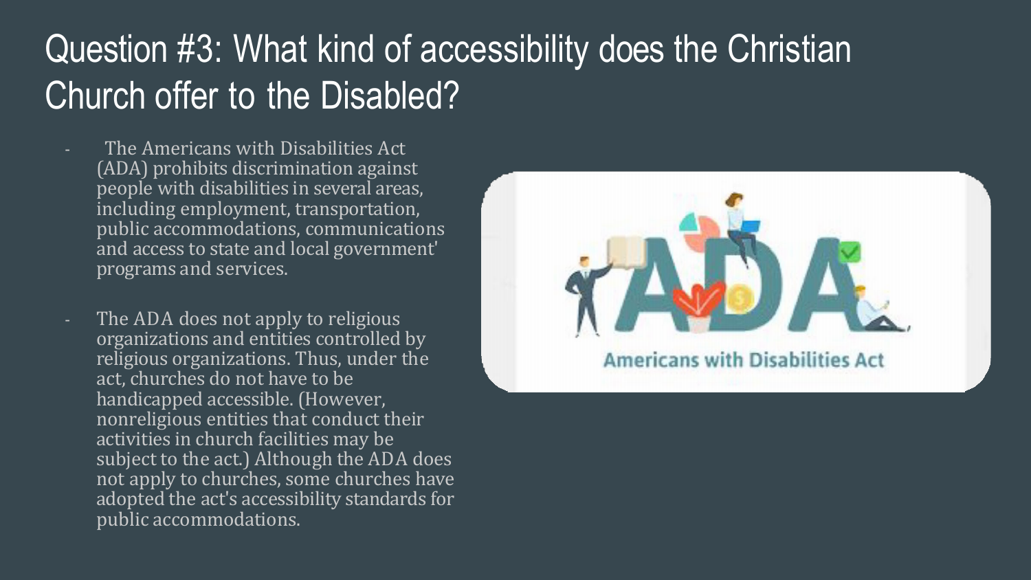# Question #3: What kind of accessibility does the Christian Church offer to the Disabled?

- The Americans with Disabilities Act (ADA) prohibits discrimination against people with disabilities in several areas, including employment, transportation, public accommodations, communications and access to state and local government' programs and services.

- The ADA does not apply to religious organizations and entities controlled by religious organizations. Thus, under the act, churches do not have to be handicapped accessible. (However, nonreligious entities that conduct their activities in church facilities may be subject to the act.) Although the ADA does not apply to churches, some churches have adopted the act's accessibility standards for public accommodations.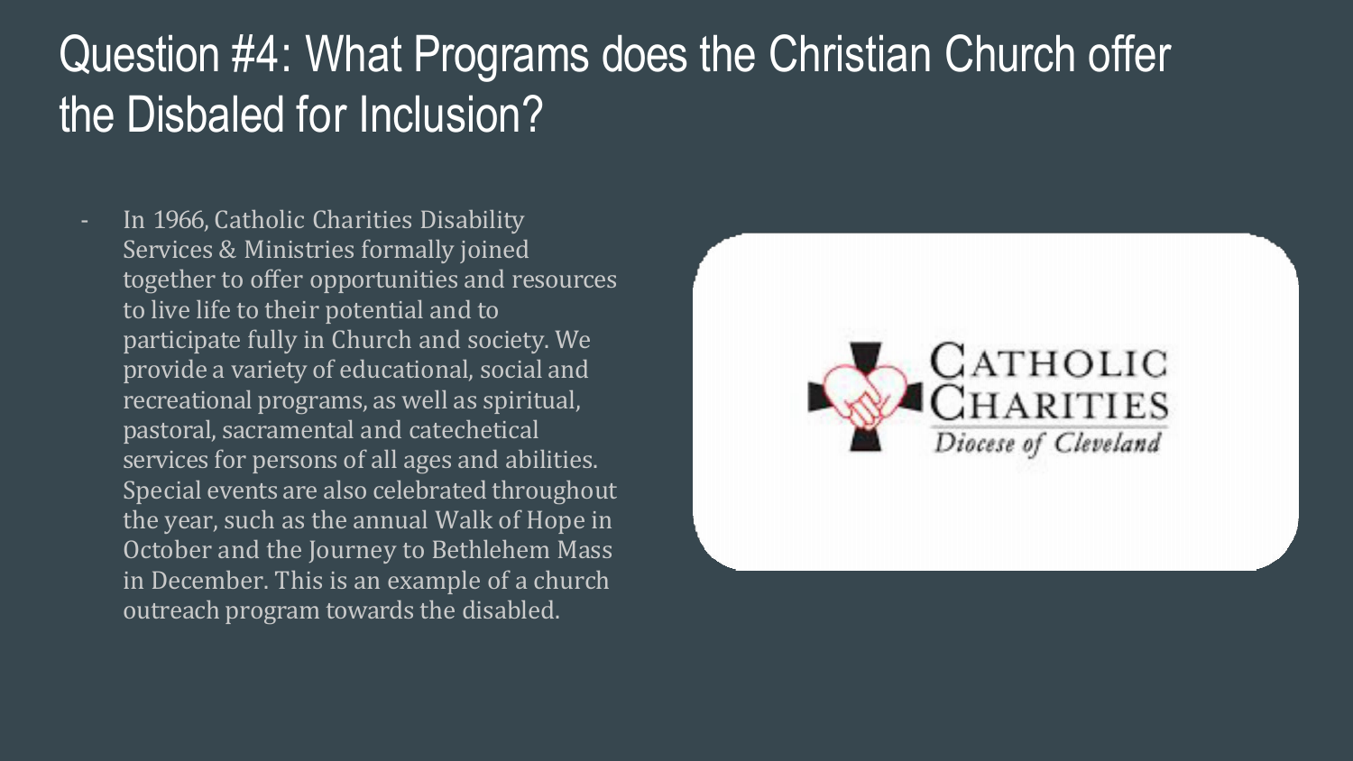# Question #4: What Programs does the Christian Church offer the Disbaled for Inclusion?

- In 1966, Catholic Charities Disability Services & Ministries formally joined together to offer opportunities and resources to live life to their potential and to participate fully in Church and society. We provide a variety of educational, social and recreational programs, as well as spiritual, pastoral, sacramental and catechetical services for persons of all ages and abilities. Special events are also celebrated throughout the year, such as the annual Walk of Hope in October and the Journey to Bethlehem Mass in December. This is an example of a church outreach program towards the disabled.

CATHOLIC CHARITIES
*Diocese of Cleveland*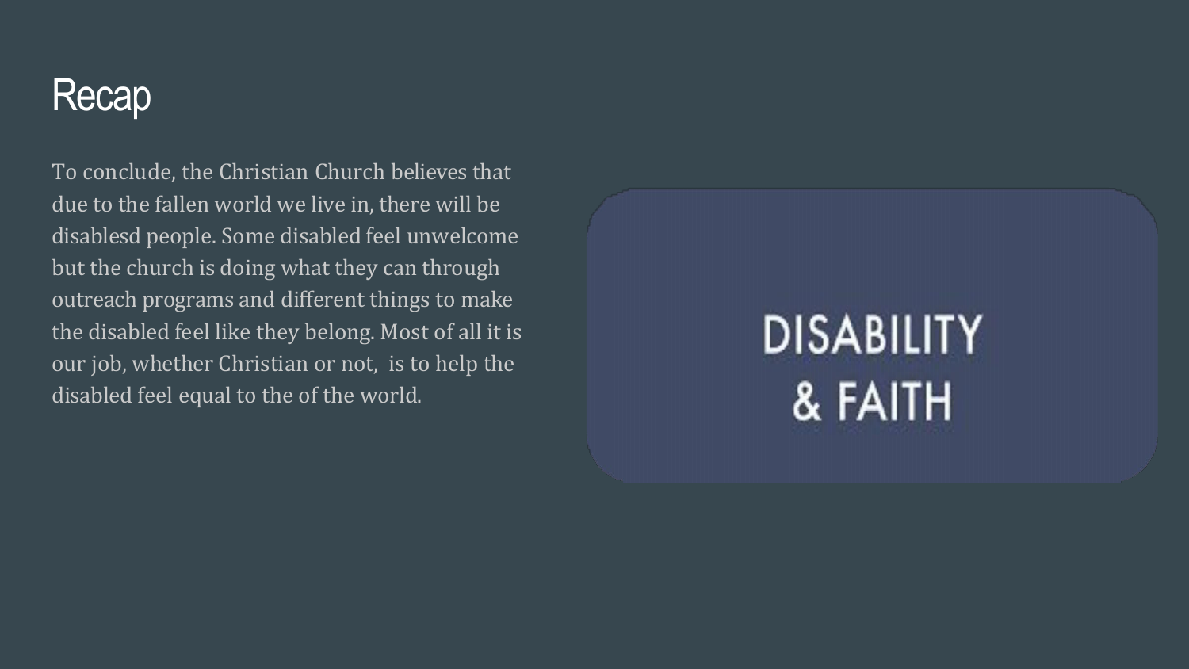# Recap

To conclude, the Christian Church believes that due to the fallen world we live in, there will be disablesd people. Some disabled feel unwelcome but the church is doing what they can through outreach programs and different things to make the disabled feel like they belong. Most of all it is our job, whether Christian or not, is to help the disabled feel equal to the of the world.

DISABILITY & FAITH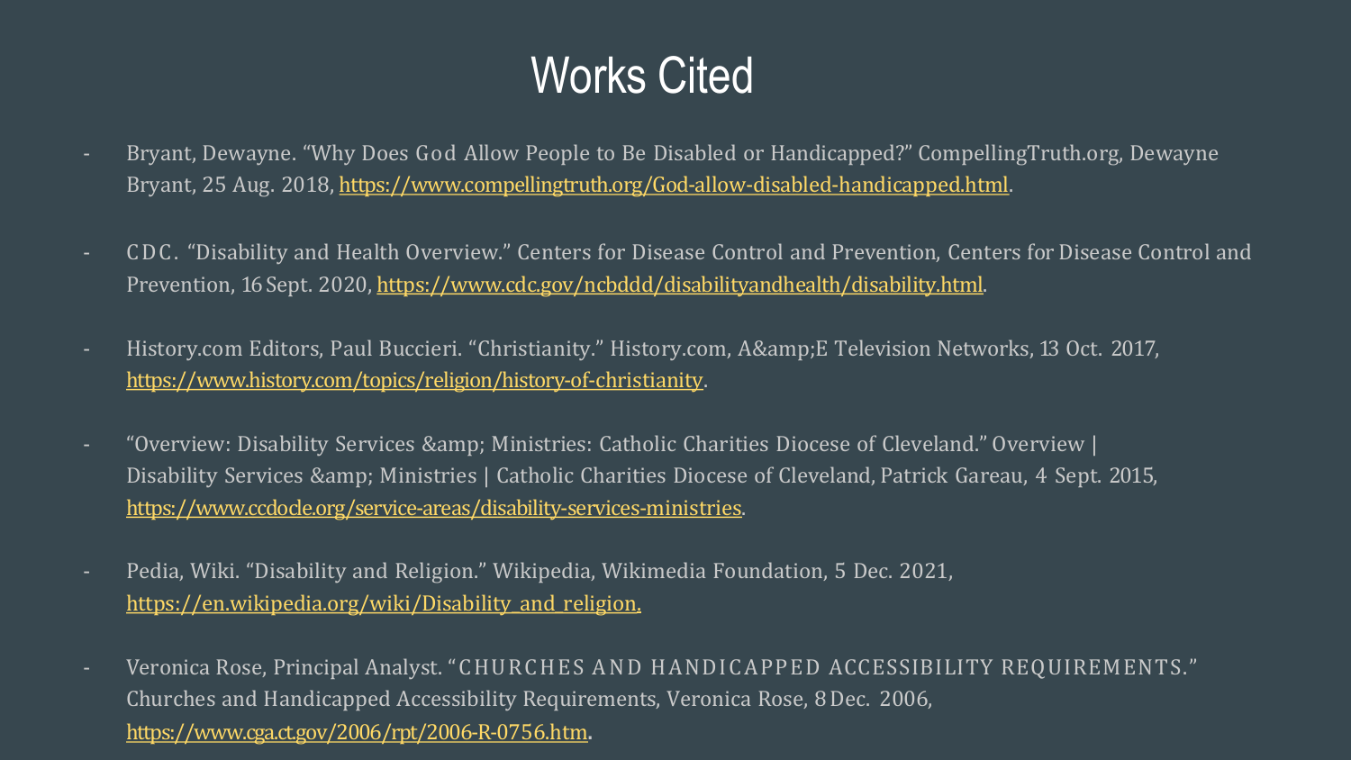# Works Cited

- Bryant, Dewayne. "Why Does God Allow People to Be Disabled or Handicapped?" CompellingTruth.org, Dewayne Bryant, 25 Aug. 2018, https://www.compellingtruth.org/God-allow-disabled-handicapped.html.

- CDC. "Disability and Health Overview." Centers for Disease Control and Prevention, Centers for Disease Control and Prevention, 16 Sept. 2020, https://www.cdc.gov/ncbddd/disabilityandhealth/disability.html.

- History.com Editors, Paul Buccieri. "Christianity." History.com, A&amp;E Television Networks, 13 Oct. 2017, https://www.history.com/topics/religion/history-of-christianity.

- "Overview: Disability Services &amp; Ministries: Catholic Charities Diocese of Cleveland." Overview | Disability Services &amp; Ministries | Catholic Charities Diocese of Cleveland, Patrick Gareau, 4 Sept. 2015, https://www.ccdocle.org/service-areas/disability-services-ministries.

- Pedia, Wiki. "Disability and Religion." Wikipedia, Wikimedia Foundation, 5 Dec. 2021, https://en.wikipedia.org/wiki/Disability_and_religion.

- Veronica Rose, Principal Analyst. "CHURCHES AND HANDICAPPED ACCESSIBILITY REQUIREMENTS." Churches and Handicapped Accessibility Requirements, Veronica Rose, 8 Dec. 2006, https://www.cga.ct.gov/2006/rpt/2006-R-0756.htm.